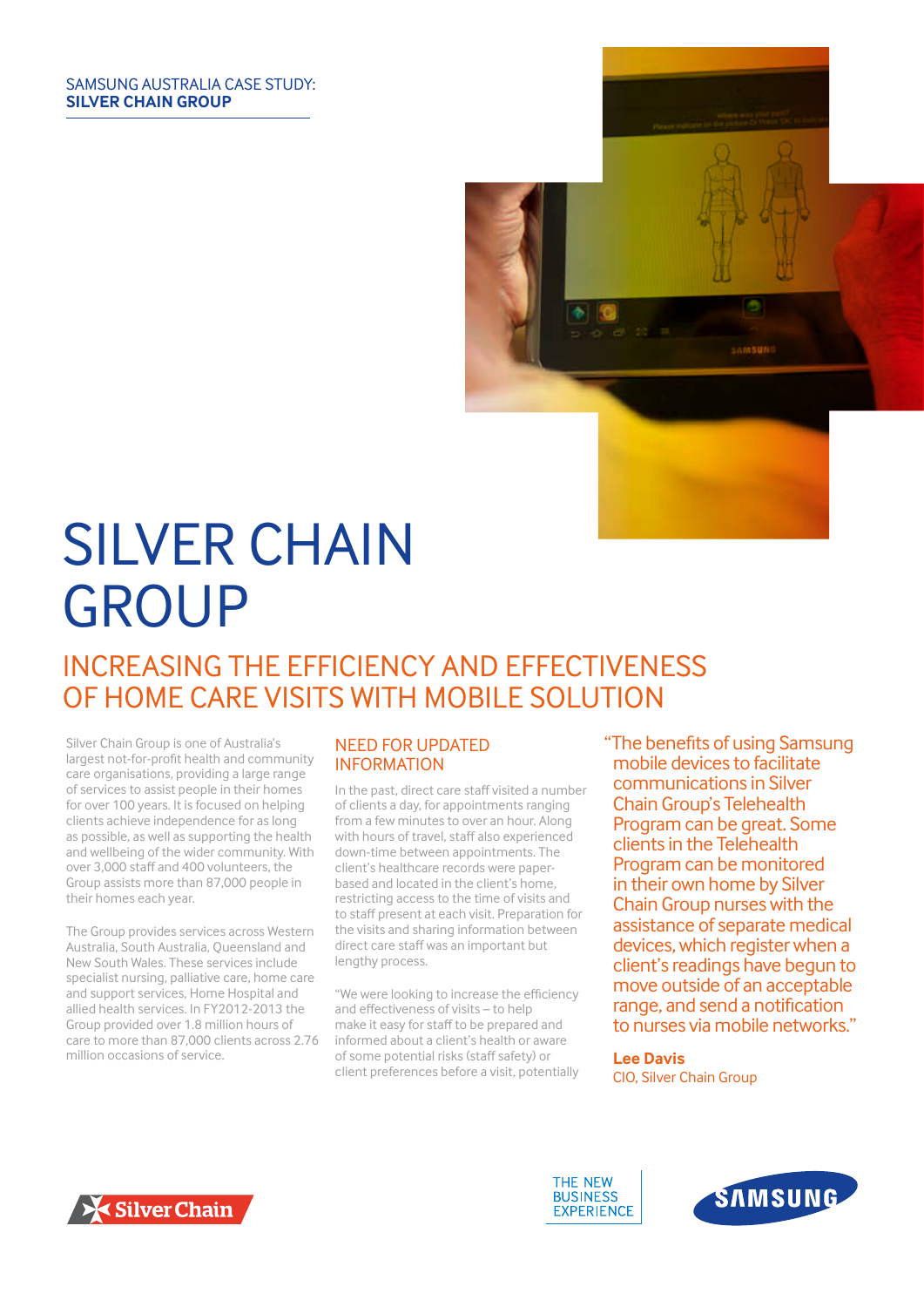SAMSUNG AUSTRALIA CASE STUDY:
**SILVER CHAIN GROUP**

# SILVER CHAIN GROUP

## INCREASING THE EFFICIENCY AND EFFECTIVENESS OF HOME CARE VISITS WITH MOBILE SOLUTION

Silver Chain Group is one of Australia's largest not-for-profit health and community care organisations, providing a large range of services to assist people in their homes for over 100 years. It is focused on helping clients achieve independence for as long as possible, as well as supporting the health and wellbeing of the wider community. With over 3,000 staff and 400 volunteers, the Group assists more than 87,000 people in their homes each year.

The Group provides services across Western Australia, South Australia, Queensland and New South Wales. These services include specialist nursing, palliative care, home care and support services, Home Hospital and allied health services. In FY2012-2013 the Group provided over 1.8 million hours of care to more than 87,000 clients across 2.76 million occasions of service.

### NEED FOR UPDATED INFORMATION

In the past, direct care staff visited a number of clients a day, for appointments ranging from a few minutes to over an hour. Along with hours of travel, staff also experienced down-time between appointments. The client's healthcare records were paper-based and located in the client's home, restricting access to the time of visits and to staff present at each visit. Preparation for the visits and sharing information between direct care staff was an important but lengthy process.

"We were looking to increase the efficiency and effectiveness of visits – to help make it easy for staff to be prepared and informed about a client's health or aware of some potential risks (staff safety) or client preferences before a visit, potentially

"The benefits of using Samsung mobile devices to facilitate communications in Silver Chain Group's Telehealth Program can be great. Some clients in the Telehealth Program can be monitored in their own home by Silver Chain Group nurses with the assistance of separate medical devices, which register when a client's readings have begun to move outside of an acceptable range, and send a notification to nurses via mobile networks."

**Lee Davis**
CIO, Silver Chain Group

Silver Chain

THE NEW BUSINESS EXPERIENCE

SAMSUNG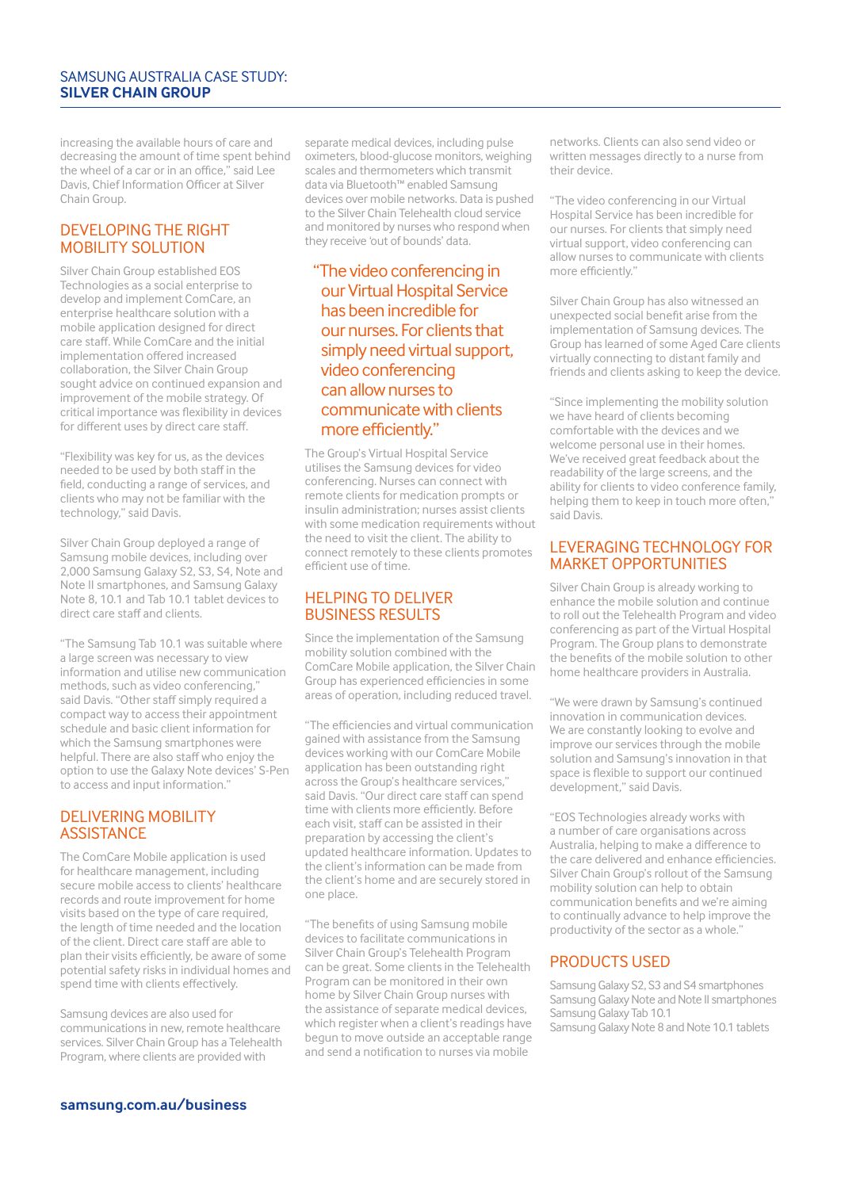increasing the available hours of care and decreasing the amount of time spent behind the wheel of a car or in an office," said Lee Davis, Chief Information Officer at Silver Chain Group.

## DEVELOPING THE RIGHT MOBILITY SOLUTION

Silver Chain Group established EOS Technologies as a social enterprise to develop and implement ComCare, an enterprise healthcare solution with a mobile application designed for direct care staff. While ComCare and the initial implementation offered increased collaboration, the Silver Chain Group sought advice on continued expansion and improvement of the mobile strategy. Of critical importance was flexibility in devices for different uses by direct care staff.

"Flexibility was key for us, as the devices needed to be used by both staff in the field, conducting a range of services, and clients who may not be familiar with the technology," said Davis.

Silver Chain Group deployed a range of Samsung mobile devices, including over 2,000 Samsung Galaxy S2, S3, S4, Note and Note II smartphones, and Samsung Galaxy Note 8, 10.1 and Tab 10.1 tablet devices to direct care staff and clients.

"The Samsung Tab 10.1 was suitable where a large screen was necessary to view information and utilise new communication methods, such as video conferencing," said Davis. "Other staff simply required a compact way to access their appointment schedule and basic client information for which the Samsung smartphones were helpful. There are also staff who enjoy the option to use the Galaxy Note devices' S-Pen to access and input information."

## DELIVERING MOBILITY ASSISTANCE

The ComCare Mobile application is used for healthcare management, including secure mobile access to clients' healthcare records and route improvement for home visits based on the type of care required, the length of time needed and the location of the client. Direct care staff are able to plan their visits efficiently, be aware of some potential safety risks in individual homes and spend time with clients effectively.

Samsung devices are also used for communications in new, remote healthcare services. Silver Chain Group has a Telehealth Program, where clients are provided with separate medical devices, including pulse oximeters, blood-glucose monitors, weighing scales and thermometers which transmit data via Bluetooth™ enabled Samsung devices over mobile networks. Data is pushed to the Silver Chain Telehealth cloud service and monitored by nurses who respond when they receive 'out of bounds' data.

> "The video conferencing in our Virtual Hospital Service has been incredible for our nurses. For clients that simply need virtual support, video conferencing can allow nurses to communicate with clients more efficiently."

The Group's Virtual Hospital Service utilises the Samsung devices for video conferencing. Nurses can connect with remote clients for medication prompts or insulin administration; nurses assist clients with some medication requirements without the need to visit the client. The ability to connect remotely to these clients promotes efficient use of time.

## HELPING TO DELIVER BUSINESS RESULTS

Since the implementation of the Samsung mobility solution combined with the ComCare Mobile application, the Silver Chain Group has experienced efficiencies in some areas of operation, including reduced travel.

"The efficiencies and virtual communication gained with assistance from the Samsung devices working with our ComCare Mobile application has been outstanding right across the Group's healthcare services," said Davis. "Our direct care staff can spend time with clients more efficiently. Before each visit, staff can be assisted in their preparation by accessing the client's updated healthcare information. Updates to the client's information can be made from the client's home and are securely stored in one place.

"The benefits of using Samsung mobile devices to facilitate communications in Silver Chain Group's Telehealth Program can be great. Some clients in the Telehealth Program can be monitored in their own home by Silver Chain Group nurses with the assistance of separate medical devices, which register when a client's readings have begun to move outside an acceptable range and send a notification to nurses via mobile networks. Clients can also send video or written messages directly to a nurse from their device.

"The video conferencing in our Virtual Hospital Service has been incredible for our nurses. For clients that simply need virtual support, video conferencing can allow nurses to communicate with clients more efficiently."

Silver Chain Group has also witnessed an unexpected social benefit arise from the implementation of Samsung devices. The Group has learned of some Aged Care clients virtually connecting to distant family and friends and clients asking to keep the device.

"Since implementing the mobility solution we have heard of clients becoming comfortable with the devices and we welcome personal use in their homes. We've received great feedback about the readability of the large screens, and the ability for clients to video conference family, helping them to keep in touch more often," said Davis.

## LEVERAGING TECHNOLOGY FOR MARKET OPPORTUNITIES

Silver Chain Group is already working to enhance the mobile solution and continue to roll out the Telehealth Program and video conferencing as part of the Virtual Hospital Program. The Group plans to demonstrate the benefits of the mobile solution to other home healthcare providers in Australia.

"We were drawn by Samsung's continued innovation in communication devices. We are constantly looking to evolve and improve our services through the mobile solution and Samsung's innovation in that space is flexible to support our continued development," said Davis.

"EOS Technologies already works with a number of care organisations across Australia, helping to make a difference to the care delivered and enhance efficiencies. Silver Chain Group's rollout of the Samsung mobility solution can help to obtain communication benefits and we're aiming to continually advance to help improve the productivity of the sector as a whole."

## PRODUCTS USED

Samsung Galaxy S2, S3 and S4 smartphones
Samsung Galaxy Note and Note II smartphones
Samsung Galaxy Tab 10.1
Samsung Galaxy Note 8 and Note 10.1 tablets

**samsung.com.au/business**